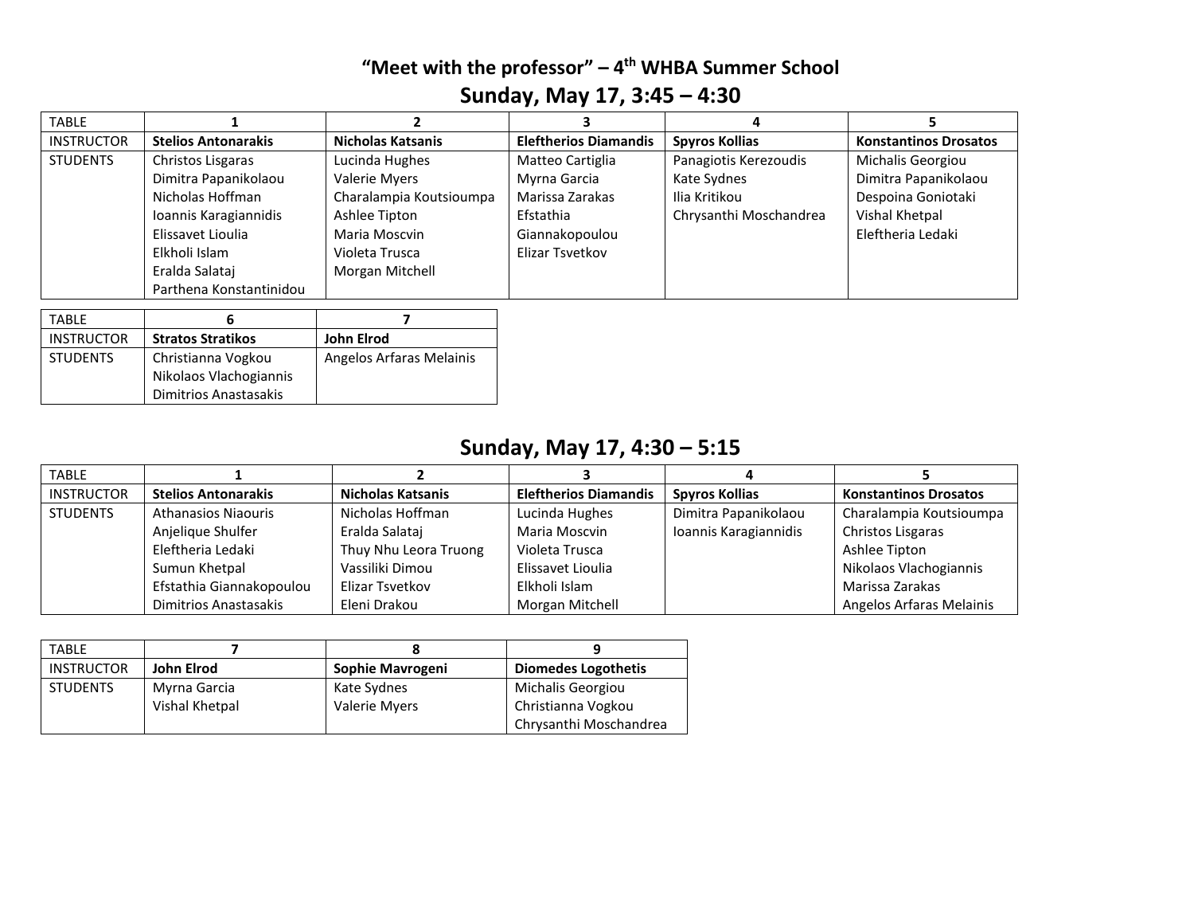# "Meet with the professor" – 4th WHBA Summer School

## Sunday, May 17, 3:45 – 4:30

| TABLE | 1 | 2 | 3 | 4 | 5 |
|---|---|---|---|---|---|
| INSTRUCTOR | **Stelios Antonarakis** | **Nicholas Katsanis** | **Eleftherios Diamandis** | **Spyros Kollias** | **Konstantinos Drosatos** |
| STUDENTS | Christos Lisgaras<br>Dimitra Papanikolaou<br>Nicholas Hoffman<br>Ioannis Karagiannidis<br>Elissavet Lioulia<br>Elkholi Islam<br>Eralda Salataj<br>Parthena Konstantinidou | Lucinda Hughes<br>Valerie Myers<br>Charalampia Koutsioumpa<br>Ashlee Tipton<br>Maria Moscvin<br>Violeta Trusca<br>Morgan Mitchell | Matteo Cartiglia<br>Myrna Garcia<br>Marissa Zarakas<br>Efstathia Giannakopoulou<br>Elizar Tsvetkov | Panagiotis Kerezoudis<br>Kate Sydnes<br>Ilia Kritikou<br>Chrysanthi Moschandrea | Michalis Georgiou<br>Dimitra Papanikolaou<br>Despoina Goniotaki<br>Vishal Khetpal<br>Eleftheria Ledaki |

| TABLE | 6 | 7 |
|---|---|---|
| INSTRUCTOR | **Stratos Stratikos** | **John Elrod** |
| STUDENTS | Christianna Vogkou<br>Nikolaos Vlachogiannis<br>Dimitrios Anastasakis | Angelos Arfaras Melainis |

## Sunday, May 17, 4:30 – 5:15

| TABLE | 1 | 2 | 3 | 4 | 5 |
|---|---|---|---|---|---|
| INSTRUCTOR | **Stelios Antonarakis** | **Nicholas Katsanis** | **Eleftherios Diamandis** | **Spyros Kollias** | **Konstantinos Drosatos** |
| STUDENTS | Athanasios Niaouris<br>Anjelique Shulfer<br>Eleftheria Ledaki<br>Sumun Khetpal<br>Efstathia Giannakopoulou<br>Dimitrios Anastasakis | Nicholas Hoffman<br>Eralda Salataj<br>Thuy Nhu Leora Truong<br>Vassiliki Dimou<br>Elizar Tsvetkov<br>Eleni Drakou | Lucinda Hughes<br>Maria Moscvin<br>Violeta Trusca<br>Elissavet Lioulia<br>Elkholi Islam<br>Morgan Mitchell | Dimitra Papanikolaou<br>Ioannis Karagiannidis | Charalampia Koutsioumpa<br>Christos Lisgaras<br>Ashlee Tipton<br>Nikolaos Vlachogiannis<br>Marissa Zarakas<br>Angelos Arfaras Melainis |

| TABLE | 7 | 8 | 9 |
|---|---|---|---|
| INSTRUCTOR | **John Elrod** | **Sophie Mavrogeni** | **Diomedes Logothetis** |
| STUDENTS | Myrna Garcia<br>Vishal Khetpal | Kate Sydnes<br>Valerie Myers | Michalis Georgiou<br>Christianna Vogkou<br>Chrysanthi Moschandrea |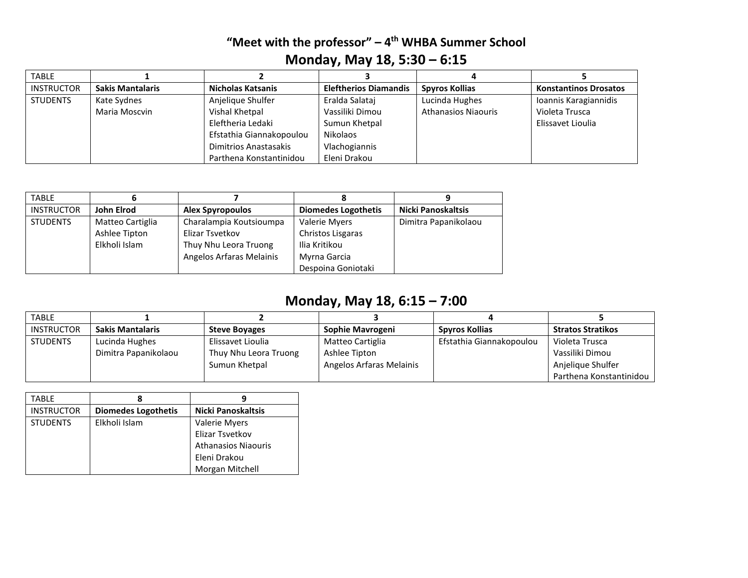# "Meet with the professor" – 4th WHBA Summer School

## Monday, May 18, 5:30 – 6:15

| TABLE | 1 | 2 | 3 | 4 | 5 |
|---|---|---|---|---|---|
| INSTRUCTOR | **Sakis Mantalaris** | **Nicholas Katsanis** | **Eleftherios Diamandis** | **Spyros Kollias** | **Konstantinos Drosatos** |
| STUDENTS | Kate Sydnes<br>Maria Moscvin | Anjelique Shulfer<br>Vishal Khetpal<br>Eleftheria Ledaki<br>Efstathia Giannakopoulou<br>Dimitrios Anastasakis<br>Parthena Konstantinidou | Eralda Salataj<br>Vassiliki Dimou<br>Sumun Khetpal<br>Nikolaos<br>Vlachogiannis<br>Eleni Drakou | Lucinda Hughes<br>Athanasios Niaouris | Ioannis Karagiannidis<br>Violeta Trusca<br>Elissavet Lioulia |

| TABLE | 6 | 7 | 8 | 9 |
|---|---|---|---|---|
| INSTRUCTOR | **John Elrod** | **Alex Spyropoulos** | **Diomedes Logothetis** | **Nicki Panoskaltsis** |
| STUDENTS | Matteo Cartiglia<br>Ashlee Tipton<br>Elkholi Islam | Charalampia Koutsioumpa<br>Elizar Tsvetkov<br>Thuy Nhu Leora Truong<br>Angelos Arfaras Melainis | Valerie Myers<br>Christos Lisgaras<br>Ilia Kritikou<br>Myrna Garcia<br>Despoina Goniotaki | Dimitra Papanikolaou |

## Monday, May 18, 6:15 – 7:00

| TABLE | 1 | 2 | 3 | 4 | 5 |
|---|---|---|---|---|---|
| INSTRUCTOR | **Sakis Mantalaris** | **Steve Boyages** | **Sophie Mavrogeni** | **Spyros Kollias** | **Stratos Stratikos** |
| STUDENTS | Lucinda Hughes<br>Dimitra Papanikolaou | Elissavet Lioulia<br>Thuy Nhu Leora Truong<br>Sumun Khetpal | Matteo Cartiglia<br>Ashlee Tipton<br>Angelos Arfaras Melainis | Efstathia Giannakopoulou | Violeta Trusca<br>Vassiliki Dimou<br>Anjelique Shulfer<br>Parthena Konstantinidou |

| TABLE | 8 | 9 |
|---|---|---|
| INSTRUCTOR | **Diomedes Logothetis** | **Nicki Panoskaltsis** |
| STUDENTS | Elkholi Islam | Valerie Myers<br>Elizar Tsvetkov<br>Athanasios Niaouris<br>Eleni Drakou<br>Morgan Mitchell |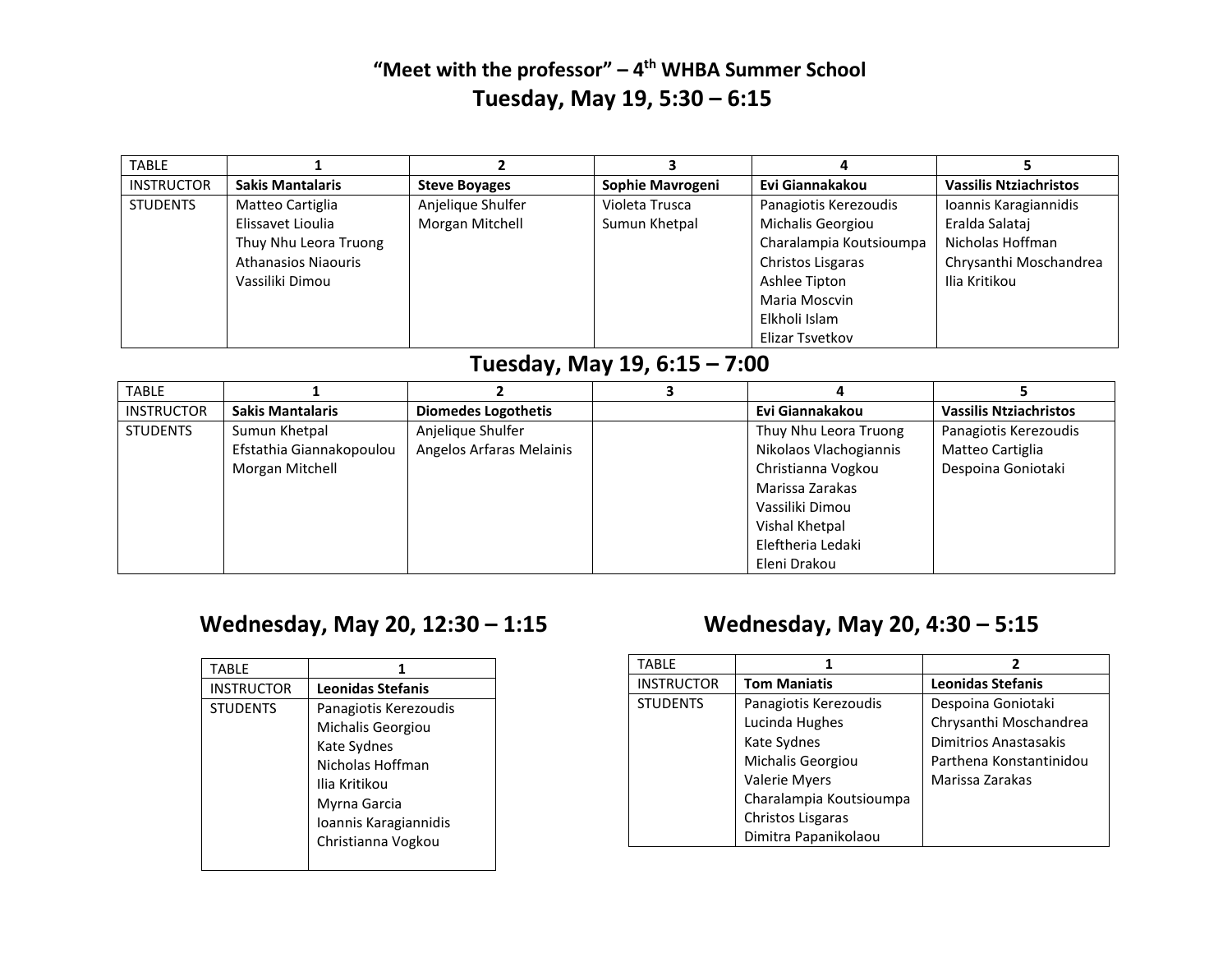# "Meet with the professor" – 4th WHBA Summer School

## Tuesday, May 19, 5:30 – 6:15

| TABLE | 1 | 2 | 3 | 4 | 5 |
|---|---|---|---|---|---|
| INSTRUCTOR | **Sakis Mantalaris** | **Steve Boyages** | **Sophie Mavrogeni** | **Evi Giannakakou** | **Vassilis Ntziachristos** |
| STUDENTS | Matteo Cartiglia<br>Elissavet Lioulia<br>Thuy Nhu Leora Truong<br>Athanasios Niaouris<br>Vassiliki Dimou | Anjelique Shulfer<br>Morgan Mitchell | Violeta Trusca<br>Sumun Khetpal | Panagiotis Kerezoudis<br>Michalis Georgiou<br>Charalampia Koutsioumpa<br>Christos Lisgaras<br>Ashlee Tipton<br>Maria Moscvin<br>Elkholi Islam<br>Elizar Tsvetkov | Ioannis Karagiannidis<br>Eralda Salataj<br>Nicholas Hoffman<br>Chrysanthi Moschandrea<br>Ilia Kritikou |

## Tuesday, May 19, 6:15 – 7:00

| TABLE | 1 | 2 | 3 | 4 | 5 |
|---|---|---|---|---|---|
| INSTRUCTOR | **Sakis Mantalaris** | **Diomedes Logothetis** | | **Evi Giannakakou** | **Vassilis Ntziachristos** |
| STUDENTS | Sumun Khetpal<br>Efstathia Giannakopoulou<br>Morgan Mitchell | Anjelique Shulfer<br>Angelos Arfaras Melainis | | Thuy Nhu Leora Truong<br>Nikolaos Vlachogiannis<br>Christianna Vogkou<br>Marissa Zarakas<br>Vassiliki Dimou<br>Vishal Khetpal<br>Eleftheria Ledaki<br>Eleni Drakou | Panagiotis Kerezoudis<br>Matteo Cartiglia<br>Despoina Goniotaki |

## Wednesday, May 20, 12:30 – 1:15

| TABLE | 1 |
|---|---|
| INSTRUCTOR | **Leonidas Stefanis** |
| STUDENTS | Panagiotis Kerezoudis<br>Michalis Georgiou<br>Kate Sydnes<br>Nicholas Hoffman<br>Ilia Kritikou<br>Myrna Garcia<br>Ioannis Karagiannidis<br>Christianna Vogkou |

## Wednesday, May 20, 4:30 – 5:15

| TABLE | 1 | 2 |
|---|---|---|
| INSTRUCTOR | **Tom Maniatis** | **Leonidas Stefanis** |
| STUDENTS | Panagiotis Kerezoudis<br>Lucinda Hughes<br>Kate Sydnes<br>Michalis Georgiou<br>Valerie Myers<br>Charalampia Koutsioumpa<br>Christos Lisgaras<br>Dimitra Papanikolaou | Despoina Goniotaki<br>Chrysanthi Moschandrea<br>Dimitrios Anastasakis<br>Parthena Konstantinidou<br>Marissa Zarakas |